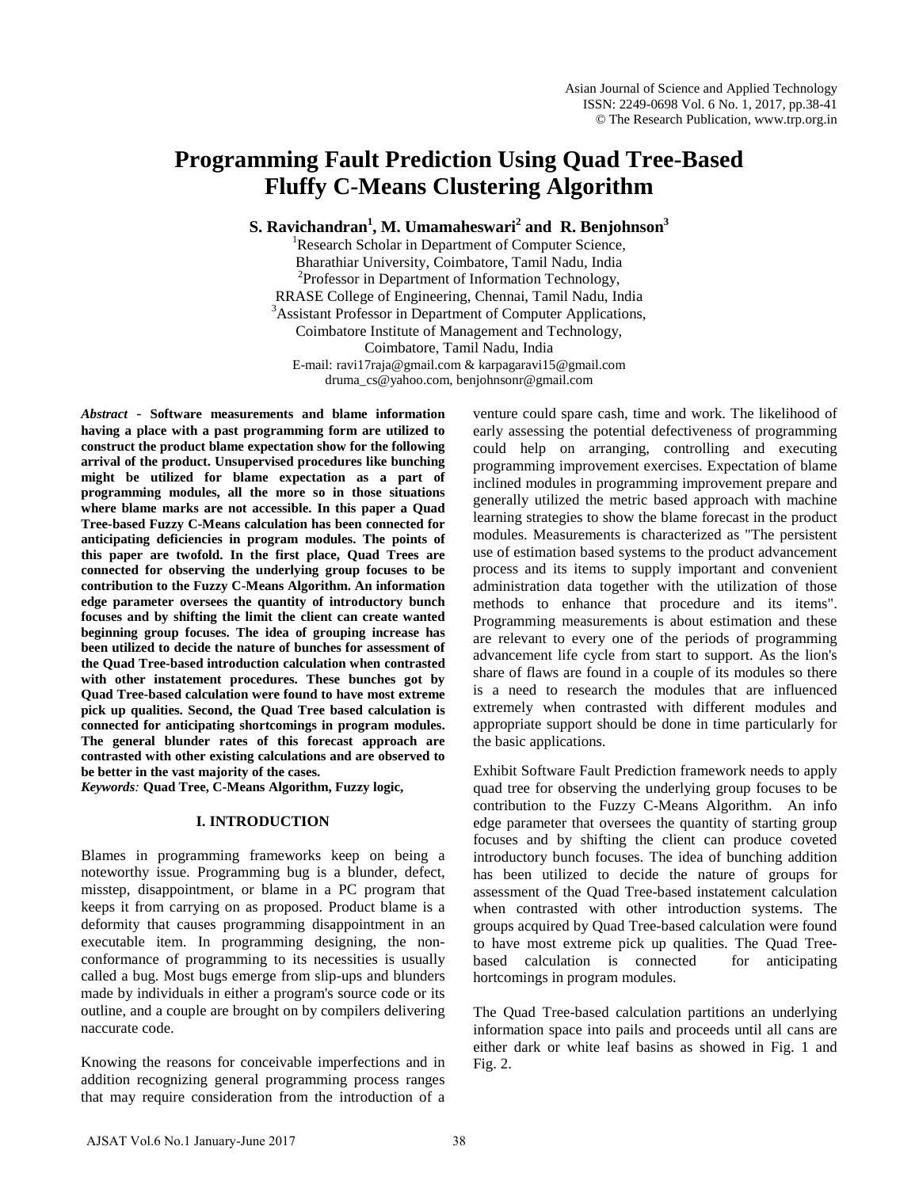# Programming Fault Prediction Using Quad Tree-Based Fluffy C-Means Clustering Algorithm

**S. Ravichandran[1], M. Umamaheswari[2] and R. Benjohnson[3]**

[1]Research Scholar in Department of Computer Science, Bharathiar University, Coimbatore, Tamil Nadu, India
[2]Professor in Department of Information Technology, RRASE College of Engineering, Chennai, Tamil Nadu, India
[3]Assistant Professor in Department of Computer Applications, Coimbatore Institute of Management and Technology, Coimbatore, Tamil Nadu, India
E-mail: ravi17raja@gmail.com & karpagaravi15@gmail.com
druma_cs@yahoo.com, benjohnsonr@gmail.com

***Abstract*** - **Software measurements and blame information having a place with a past programming form are utilized to construct the product blame expectation show for the following arrival of the product. Unsupervised procedures like bunching might be utilized for blame expectation as a part of programming modules, all the more so in those situations where blame marks are not accessible. In this paper a Quad Tree-based Fuzzy C-Means calculation has been connected for anticipating deficiencies in program modules. The points of this paper are twofold. In the first place, Quad Trees are connected for observing the underlying group focuses to be contribution to the Fuzzy C-Means Algorithm. An information edge parameter oversees the quantity of introductory bunch focuses and by shifting the limit the client can create wanted beginning group focuses. The idea of grouping increase has been utilized to decide the nature of bunches for assessment of the Quad Tree-based introduction calculation when contrasted with other instatement procedures. These bunches got by Quad Tree-based calculation were found to have most extreme pick up qualities. Second, the Quad Tree based calculation is connected for anticipating shortcomings in program modules. The general blunder rates of this forecast approach are contrasted with other existing calculations and are observed to be better in the vast majority of the cases.**

***Keywords**:* **Quad Tree, C-Means Algorithm, Fuzzy logic,**

## I. INTRODUCTION

Blames in programming frameworks keep on being a noteworthy issue. Programming bug is a blunder, defect, misstep, disappointment, or blame in a PC program that keeps it from carrying on as proposed. Product blame is a deformity that causes programming disappointment in an executable item. In programming designing, the non-conformance of programming to its necessities is usually called a bug. Most bugs emerge from slip-ups and blunders made by individuals in either a program's source code or its outline, and a couple are brought on by compilers delivering naccurate code.

Knowing the reasons for conceivable imperfections and in addition recognizing general programming process ranges that may require consideration from the introduction of a venture could spare cash, time and work. The likelihood of early assessing the potential defectiveness of programming could help on arranging, controlling and executing programming improvement exercises. Expectation of blame inclined modules in programming improvement prepare and generally utilized the metric based approach with machine learning strategies to show the blame forecast in the product modules. Measurements is characterized as "The persistent use of estimation based systems to the product advancement process and its items to supply important and convenient administration data together with the utilization of those methods to enhance that procedure and its items". Programming measurements is about estimation and these are relevant to every one of the periods of programming advancement life cycle from start to support. As the lion's share of flaws are found in a couple of its modules so there is a need to research the modules that are influenced extremely when contrasted with different modules and appropriate support should be done in time particularly for the basic applications.

Exhibit Software Fault Prediction framework needs to apply quad tree for observing the underlying group focuses to be contribution to the Fuzzy C-Means Algorithm. An info edge parameter that oversees the quantity of starting group focuses and by shifting the client can produce coveted introductory bunch focuses. The idea of bunching addition has been utilized to decide the nature of groups for assessment of the Quad Tree-based instatement calculation when contrasted with other introduction systems. The groups acquired by Quad Tree-based calculation were found to have most extreme pick up qualities. The Quad Tree-based calculation is connected for anticipating hortcomings in program modules.

The Quad Tree-based calculation partitions an underlying information space into pails and proceeds until all cans are either dark or white leaf basins as showed in Fig. 1 and Fig. 2.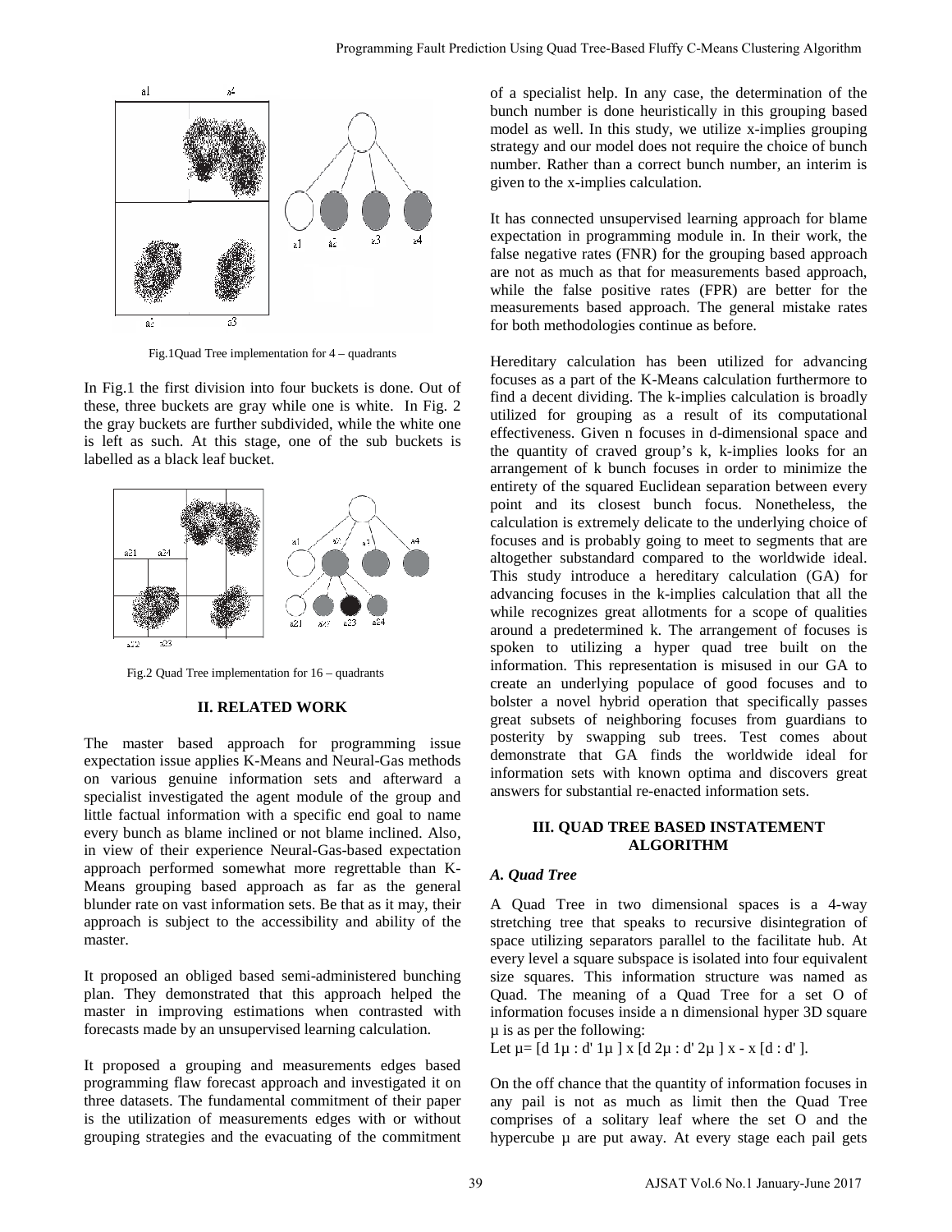Fig.1Quad Tree implementation for 4 – quadrants

In Fig.1 the first division into four buckets is done. Out of these, three buckets are gray while one is white. In Fig. 2 the gray buckets are further subdivided, while the white one is left as such. At this stage, one of the sub buckets is labelled as a black leaf bucket.

Fig.2 Quad Tree implementation for 16 – quadrants

## II. RELATED WORK

The master based approach for programming issue expectation issue applies K-Means and Neural-Gas methods on various genuine information sets and afterward a specialist investigated the agent module of the group and little factual information with a specific end goal to name every bunch as blame inclined or not blame inclined. Also, in view of their experience Neural-Gas-based expectation approach performed somewhat more regrettable than K-Means grouping based approach as far as the general blunder rate on vast information sets. Be that as it may, their approach is subject to the accessibility and ability of the master.

It proposed an obliged based semi-administered bunching plan. They demonstrated that this approach helped the master in improving estimations when contrasted with forecasts made by an unsupervised learning calculation.

It proposed a grouping and measurements edges based programming flaw forecast approach and investigated it on three datasets. The fundamental commitment of their paper is the utilization of measurements edges with or without grouping strategies and the evacuating of the commitment of a specialist help. In any case, the determination of the bunch number is done heuristically in this grouping based model as well. In this study, we utilize x-implies grouping strategy and our model does not require the choice of bunch number. Rather than a correct bunch number, an interim is given to the x-implies calculation.

It has connected unsupervised learning approach for blame expectation in programming module in. In their work, the false negative rates (FNR) for the grouping based approach are not as much as that for measurements based approach, while the false positive rates (FPR) are better for the measurements based approach. The general mistake rates for both methodologies continue as before.

Hereditary calculation has been utilized for advancing focuses as a part of the K-Means calculation furthermore to find a decent dividing. The k-implies calculation is broadly utilized for grouping as a result of its computational effectiveness. Given n focuses in d-dimensional space and the quantity of craved group's k, k-implies looks for an arrangement of k bunch focuses in order to minimize the entirety of the squared Euclidean separation between every point and its closest bunch focus. Nonetheless, the calculation is extremely delicate to the underlying choice of focuses and is probably going to meet to segments that are altogether substandard compared to the worldwide ideal. This study introduce a hereditary calculation (GA) for advancing focuses in the k-implies calculation that all the while recognizes great allotments for a scope of qualities around a predetermined k. The arrangement of focuses is spoken to utilizing a hyper quad tree built on the information. This representation is misused in our GA to create an underlying populace of good focuses and to bolster a novel hybrid operation that specifically passes great subsets of neighboring focuses from guardians to posterity by swapping sub trees. Test comes about demonstrate that GA finds the worldwide ideal for information sets with known optima and discovers great answers for substantial re-enacted information sets.

## III. QUAD TREE BASED INSTATEMENT ALGORITHM

### *A. Quad Tree*

A Quad Tree in two dimensional spaces is a 4-way stretching tree that speaks to recursive disintegration of space utilizing separators parallel to the facilitate hub. At every level a square subspace is isolated into four equivalent size squares. This information structure was named as Quad. The meaning of a Quad Tree for a set O of information focuses inside a n dimensional hyper 3D square μ is as per the following:

Let μ= [d 1μ : d' 1μ ] x [d 2μ : d' 2μ ] x - x [d : d' ].

On the off chance that the quantity of information focuses in any pail is not as much as limit then the Quad Tree comprises of a solitary leaf where the set O and the hypercube μ are put away. At every stage each pail gets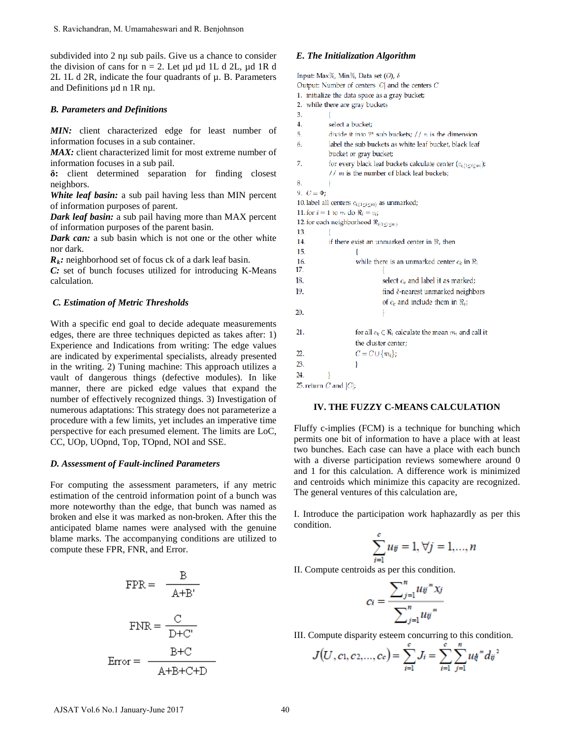subdivided into 2 nµ sub pails. Give us a chance to consider the division of cans for n = 2. Let µd µd 1L d 2L, µd 1R d 2L 1L d 2R, indicate the four quadrants of µ. B. Parameters and Definitions µd n 1R nµ.

### B. Parameters and Definitions

***MIN:*** client characterized edge for least number of information focuses in a sub container.

***MAX:*** client characterized limit for most extreme number of information focuses in a sub pail.

**δ:** client determined separation for finding closest neighbors.

***White leaf basin:*** a sub pail having less than MIN percent of information purposes of parent.

***Dark leaf basin:*** a sub pail having more than MAX percent of information purposes of the parent basin.

***Dark can:*** a sub basin which is not one or the other white nor dark.

***$R_k$:*** neighborhood set of focus ck of a dark leaf basin.

***C:*** set of bunch focuses utilized for introducing K-Means calculation.

### C. Estimation of Metric Thresholds

With a specific end goal to decide adequate measurements edges, there are three techniques depicted as takes after: 1) Experience and Indications from writing: The edge values are indicated by experimental specialists, already presented in the writing. 2) Tuning machine: This approach utilizes a vault of dangerous things (defective modules). In like manner, there are picked edge values that expand the number of effectively recognized things. 3) Investigation of numerous adaptations: This strategy does not parameterize a procedure with a few limits, yet includes an imperative time perspective for each presumed element. The limits are LoC, CC, UOp, UOpnd, Top, TOpnd, NOI and SSE.

### D. Assessment of Fault-inclined Parameters

For computing the assessment parameters, if any metric estimation of the centroid information point of a bunch was more noteworthy than the edge, that bunch was named as broken and else it was marked as non-broken. After this the anticipated blame names were analysed with the genuine blame marks. The accompanying conditions are utilized to compute these FPR, FNR, and Error.

$$\text{FPR} = \frac{\text{B}}{\text{A+B'}}$$

$$\text{FNR} = \frac{\text{C}}{\text{D+C'}}$$

$$\text{Error} = \frac{\text{B+C}}{\text{A+B+C+D}}$$

### E. The Initialization Algorithm

```
Input: Max%, Min%, Data set (O), δ
Output: Number of centers |C| and the centers C
1.  initialize the data space as a gray bucket;
2.  while there are gray buckets
3.      {
4.      select a bucket;
5.      divide it into 2^n sub buckets; // n is the dimension
6.      label the sub buckets as white leaf bucket, black leaf
        bucket or gray bucket;
7.      for every black leaf buckets calculate center (c_{i,(1≤i≤m)});
        // m is the number of black leaf buckets;
8.      }
9.  C = Φ;
10. label all centers c_{i,(1≤i≤m)} as unmarked;
11. for i = 1 to m do ℜ_i = c_i;
12. for each neighborhood ℜ_{i(1≤i≤m)}
13.     {
14.     if there exist an unmarked center in ℜ_i then
15.         {
16.         while there is an unmarked center c_k in ℜ_i
17.             {
18.             select c_k and label it as marked;
19.             find δ-nearest unmarked neighbors
                of c_k and include them in ℜ_i;
20.             }
21.         for all c_k ⊂ ℜ_i calculate the mean m_i and call it
            the cluster center;
22.         C = C ∪ {m_i};
23.         }
24.     }
25. return C and |C|;
```

## IV. THE FUZZY C-MEANS CALCULATION

Fluffy c-implies (FCM) is a technique for bunching which permits one bit of information to have a place with at least two bunches. Each case can have a place with each bunch with a diverse participation reviews somewhere around 0 and 1 for this calculation. A difference work is minimized and centroids which minimize this capacity are recognized. The general ventures of this calculation are,

I. Introduce the participation work haphazardly as per this condition.

$$\sum_{i=1}^{c} u_{ij} = 1, \forall j = 1, \ldots, n$$

II. Compute centroids as per this condition.

$$c_i = \frac{\sum_{j=1}^{n} u_{ij}^{m} x_j}{\sum_{j=1}^{n} u_{ij}^{m}}$$

III. Compute disparity esteem concurring to this condition.

$$J(U, c_1, c_2, \ldots, c_c) = \sum_{i=1}^{c} J_i = \sum_{i=1}^{c} \sum_{j=1}^{n} u_{ij}^{m} d_{ij}^{2}$$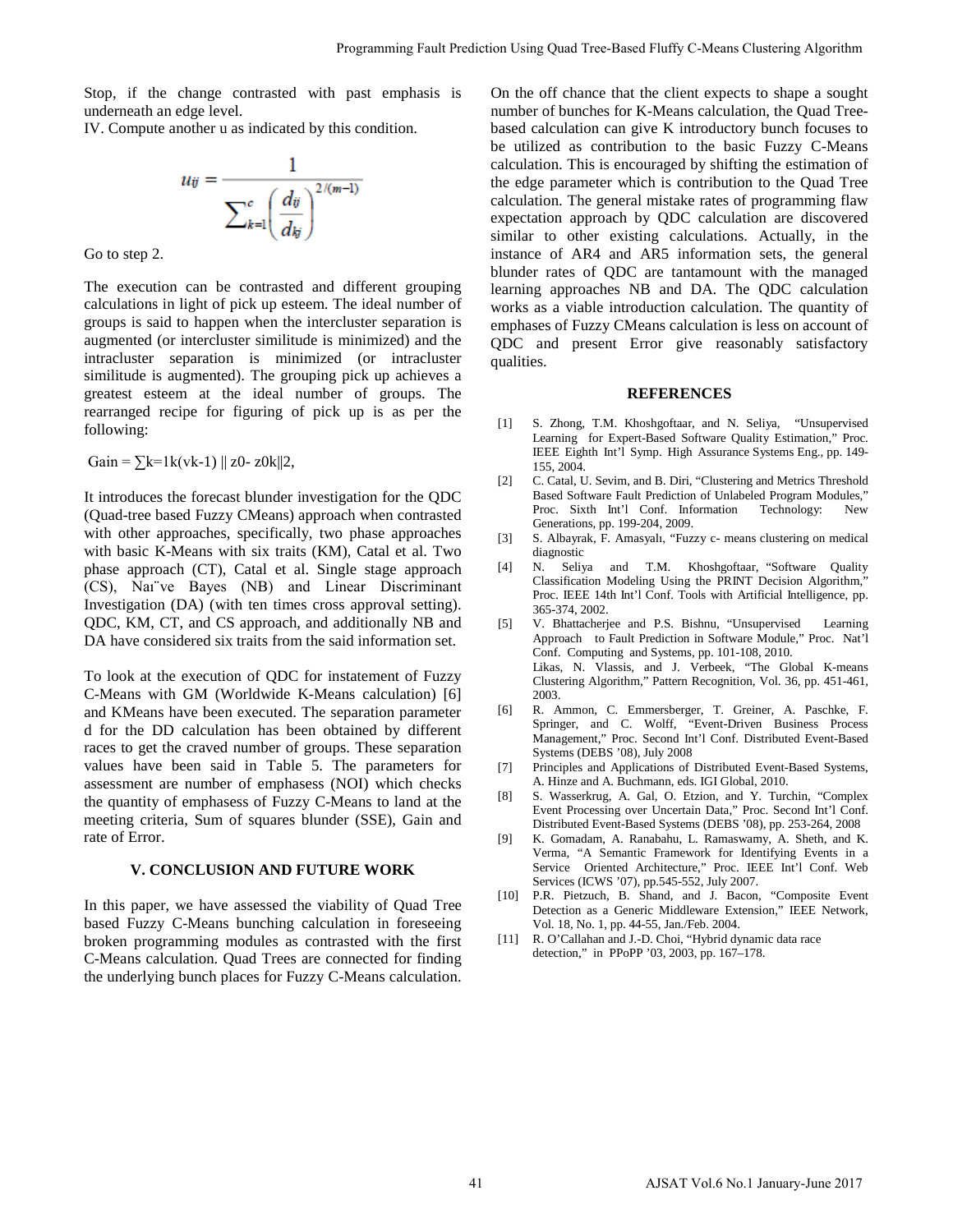Stop, if the change contrasted with past emphasis is underneath an edge level.

IV. Compute another u as indicated by this condition.

$$u_{ij} = \frac{1}{\sum_{k=1}^{c}\left(\frac{d_{ij}}{d_{kj}}\right)^{2/(m-1)}}$$

Go to step 2.

The execution can be contrasted and different grouping calculations in light of pick up esteem. The ideal number of groups is said to happen when the intercluster separation is augmented (or intercluster similitude is minimized) and the intracluster separation is minimized (or intracluster similitude is augmented). The grouping pick up achieves a greatest esteem at the ideal number of groups. The rearranged recipe for figuring of pick up is as per the following:

Gain = ∑k=1k(vk-1) || z0- z0k||2,

It introduces the forecast blunder investigation for the QDC (Quad-tree based Fuzzy CMeans) approach when contrasted with other approaches, specifically, two phase approaches with basic K-Means with six traits (KM), Catal et al. Two phase approach (CT), Catal et al. Single stage approach (CS), Naı¨ve Bayes (NB) and Linear Discriminant Investigation (DA) (with ten times cross approval setting). QDC, KM, CT, and CS approach, and additionally NB and DA have considered six traits from the said information set.

To look at the execution of QDC for instatement of Fuzzy C-Means with GM (Worldwide K-Means calculation) [6] and KMeans have been executed. The separation parameter d for the DD calculation has been obtained by different races to get the craved number of groups. These separation values have been said in Table 5. The parameters for assessment are number of emphasess (NOI) which checks the quantity of emphasess of Fuzzy C-Means to land at the meeting criteria, Sum of squares blunder (SSE), Gain and rate of Error.

## V. CONCLUSION AND FUTURE WORK

In this paper, we have assessed the viability of Quad Tree based Fuzzy C-Means bunching calculation in foreseeing broken programming modules as contrasted with the first C-Means calculation. Quad Trees are connected for finding the underlying bunch places for Fuzzy C-Means calculation. On the off chance that the client expects to shape a sought number of bunches for K-Means calculation, the Quad Tree-based calculation can give K introductory bunch focuses to be utilized as contribution to the basic Fuzzy C-Means calculation. This is encouraged by shifting the estimation of the edge parameter which is contribution to the Quad Tree calculation. The general mistake rates of programming flaw expectation approach by QDC calculation are discovered similar to other existing calculations. Actually, in the instance of AR4 and AR5 information sets, the general blunder rates of QDC are tantamount with the managed learning approaches NB and DA. The QDC calculation works as a viable introduction calculation. The quantity of emphases of Fuzzy CMeans calculation is less on account of QDC and present Error give reasonably satisfactory qualities.

## REFERENCES

[1] S. Zhong, T.M. Khoshgoftaar, and N. Seliya, "Unsupervised Learning for Expert-Based Software Quality Estimation," Proc. IEEE Eighth Int'l Symp. High Assurance Systems Eng., pp. 149-155, 2004.

[2] C. Catal, U. Sevim, and B. Diri, "Clustering and Metrics Threshold Based Software Fault Prediction of Unlabeled Program Modules," Proc. Sixth Int'l Conf. Information Technology: New Generations, pp. 199-204, 2009.

[3] S. Albayrak, F. Amasyalı, "Fuzzy c- means clustering on medical diagnostic

[4] N. Seliya and T.M. Khoshgoftaar, "Software Quality Classification Modeling Using the PRINT Decision Algorithm," Proc. IEEE 14th Int'l Conf. Tools with Artificial Intelligence, pp. 365-374, 2002.

[5] V. Bhattacherjee and P.S. Bishnu, "Unsupervised Learning Approach to Fault Prediction in Software Module," Proc. Nat'l Conf. Computing and Systems, pp. 101-108, 2010.
Likas, N. Vlassis, and J. Verbeek, "The Global K-means Clustering Algorithm," Pattern Recognition, Vol. 36, pp. 451-461, 2003.

[6] R. Ammon, C. Emmersberger, T. Greiner, A. Paschke, F. Springer, and C. Wolff, "Event-Driven Business Process Management," Proc. Second Int'l Conf. Distributed Event-Based Systems (DEBS '08), July 2008

[7] Principles and Applications of Distributed Event-Based Systems, A. Hinze and A. Buchmann, eds. IGI Global, 2010.

[8] S. Wasserkrug, A. Gal, O. Etzion, and Y. Turchin, "Complex Event Processing over Uncertain Data," Proc. Second Int'l Conf. Distributed Event-Based Systems (DEBS '08), pp. 253-264, 2008

[9] K. Gomadam, A. Ranabahu, L. Ramaswamy, A. Sheth, and K. Verma, "A Semantic Framework for Identifying Events in a Service Oriented Architecture," Proc. IEEE Int'l Conf. Web Services (ICWS '07), pp.545-552, July 2007.

[10] P.R. Pietzuch, B. Shand, and J. Bacon, "Composite Event Detection as a Generic Middleware Extension," IEEE Network, Vol. 18, No. 1, pp. 44-55, Jan./Feb. 2004.

[11] R. O'Callahan and J.-D. Choi, "Hybrid dynamic data race detection," in PPoPP '03, 2003, pp. 167–178.